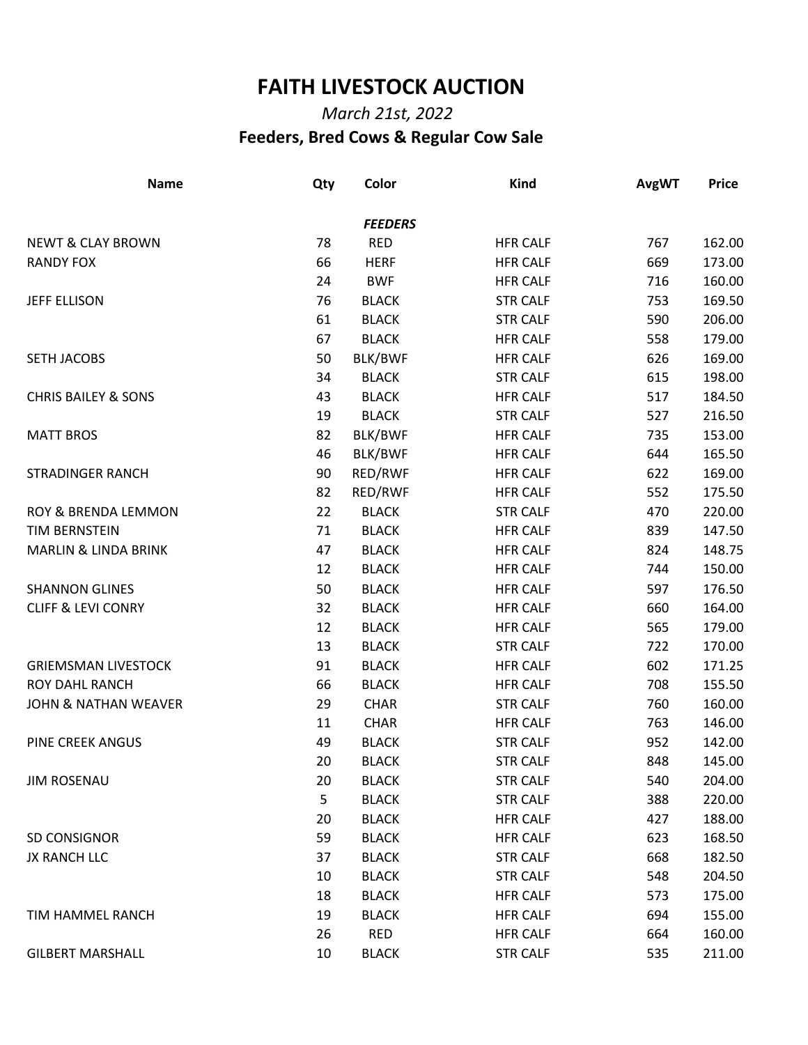# FAITH LIVESTOCK AUCTION

*March 21st, 2022*

## Feeders, Bred Cows & Regular Cow Sale

| Name | Qty | Color | Kind | AvgWT | Price |
|---|---|---|---|---|---|
| | | ***FEEDERS*** | | | |
| NEWT & CLAY BROWN | 78 | RED | HFR CALF | 767 | 162.00 |
| RANDY FOX | 66 | HERF | HFR CALF | 669 | 173.00 |
| | 24 | BWF | HFR CALF | 716 | 160.00 |
| JEFF ELLISON | 76 | BLACK | STR CALF | 753 | 169.50 |
| | 61 | BLACK | STR CALF | 590 | 206.00 |
| | 67 | BLACK | HFR CALF | 558 | 179.00 |
| SETH JACOBS | 50 | BLK/BWF | HFR CALF | 626 | 169.00 |
| | 34 | BLACK | STR CALF | 615 | 198.00 |
| CHRIS BAILEY & SONS | 43 | BLACK | HFR CALF | 517 | 184.50 |
| | 19 | BLACK | STR CALF | 527 | 216.50 |
| MATT BROS | 82 | BLK/BWF | HFR CALF | 735 | 153.00 |
| | 46 | BLK/BWF | HFR CALF | 644 | 165.50 |
| STRADINGER RANCH | 90 | RED/RWF | HFR CALF | 622 | 169.00 |
| | 82 | RED/RWF | HFR CALF | 552 | 175.50 |
| ROY & BRENDA LEMMON | 22 | BLACK | STR CALF | 470 | 220.00 |
| TIM BERNSTEIN | 71 | BLACK | HFR CALF | 839 | 147.50 |
| MARLIN & LINDA BRINK | 47 | BLACK | HFR CALF | 824 | 148.75 |
| | 12 | BLACK | HFR CALF | 744 | 150.00 |
| SHANNON GLINES | 50 | BLACK | HFR CALF | 597 | 176.50 |
| CLIFF & LEVI CONRY | 32 | BLACK | HFR CALF | 660 | 164.00 |
| | 12 | BLACK | HFR CALF | 565 | 179.00 |
| | 13 | BLACK | STR CALF | 722 | 170.00 |
| GRIEMSMAN LIVESTOCK | 91 | BLACK | HFR CALF | 602 | 171.25 |
| ROY DAHL RANCH | 66 | BLACK | HFR CALF | 708 | 155.50 |
| JOHN & NATHAN WEAVER | 29 | CHAR | STR CALF | 760 | 160.00 |
| | 11 | CHAR | HFR CALF | 763 | 146.00 |
| PINE CREEK ANGUS | 49 | BLACK | STR CALF | 952 | 142.00 |
| | 20 | BLACK | STR CALF | 848 | 145.00 |
| JIM ROSENAU | 20 | BLACK | STR CALF | 540 | 204.00 |
| | 5 | BLACK | STR CALF | 388 | 220.00 |
| | 20 | BLACK | HFR CALF | 427 | 188.00 |
| SD CONSIGNOR | 59 | BLACK | HFR CALF | 623 | 168.50 |
| JX RANCH LLC | 37 | BLACK | STR CALF | 668 | 182.50 |
| | 10 | BLACK | STR CALF | 548 | 204.50 |
| | 18 | BLACK | HFR CALF | 573 | 175.00 |
| TIM HAMMEL RANCH | 19 | BLACK | HFR CALF | 694 | 155.00 |
| | 26 | RED | HFR CALF | 664 | 160.00 |
| GILBERT MARSHALL | 10 | BLACK | STR CALF | 535 | 211.00 |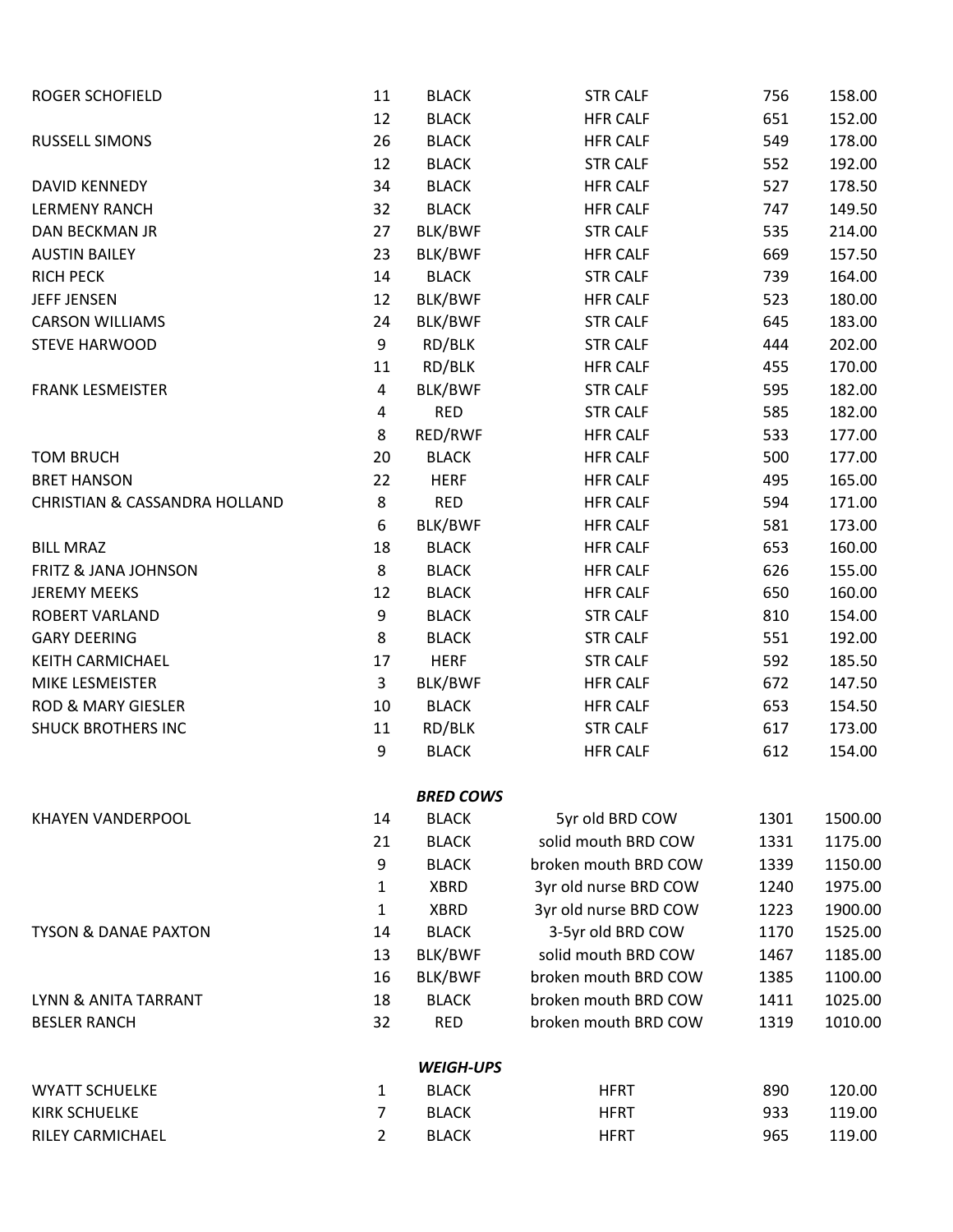| | | | | | |
|---|---|---|---|---|---|
| ROGER SCHOFIELD | 11 | BLACK | STR CALF | 756 | 158.00 |
| | 12 | BLACK | HFR CALF | 651 | 152.00 |
| RUSSELL SIMONS | 26 | BLACK | HFR CALF | 549 | 178.00 |
| | 12 | BLACK | STR CALF | 552 | 192.00 |
| DAVID KENNEDY | 34 | BLACK | HFR CALF | 527 | 178.50 |
| LERMENY RANCH | 32 | BLACK | HFR CALF | 747 | 149.50 |
| DAN BECKMAN JR | 27 | BLK/BWF | STR CALF | 535 | 214.00 |
| AUSTIN BAILEY | 23 | BLK/BWF | HFR CALF | 669 | 157.50 |
| RICH PECK | 14 | BLACK | STR CALF | 739 | 164.00 |
| JEFF JENSEN | 12 | BLK/BWF | HFR CALF | 523 | 180.00 |
| CARSON WILLIAMS | 24 | BLK/BWF | STR CALF | 645 | 183.00 |
| STEVE HARWOOD | 9 | RD/BLK | STR CALF | 444 | 202.00 |
| | 11 | RD/BLK | HFR CALF | 455 | 170.00 |
| FRANK LESMEISTER | 4 | BLK/BWF | STR CALF | 595 | 182.00 |
| | 4 | RED | STR CALF | 585 | 182.00 |
| | 8 | RED/RWF | HFR CALF | 533 | 177.00 |
| TOM BRUCH | 20 | BLACK | HFR CALF | 500 | 177.00 |
| BRET HANSON | 22 | HERF | HFR CALF | 495 | 165.00 |
| CHRISTIAN & CASSANDRA HOLLAND | 8 | RED | HFR CALF | 594 | 171.00 |
| | 6 | BLK/BWF | HFR CALF | 581 | 173.00 |
| BILL MRAZ | 18 | BLACK | HFR CALF | 653 | 160.00 |
| FRITZ & JANA JOHNSON | 8 | BLACK | HFR CALF | 626 | 155.00 |
| JEREMY MEEKS | 12 | BLACK | HFR CALF | 650 | 160.00 |
| ROBERT VARLAND | 9 | BLACK | STR CALF | 810 | 154.00 |
| GARY DEERING | 8 | BLACK | STR CALF | 551 | 192.00 |
| KEITH CARMICHAEL | 17 | HERF | STR CALF | 592 | 185.50 |
| MIKE LESMEISTER | 3 | BLK/BWF | HFR CALF | 672 | 147.50 |
| ROD & MARY GIESLER | 10 | BLACK | HFR CALF | 653 | 154.50 |
| SHUCK BROTHERS INC | 11 | RD/BLK | STR CALF | 617 | 173.00 |
| | 9 | BLACK | HFR CALF | 612 | 154.00 |
| | | ***BRED COWS*** | | | |
| KHAYEN VANDERPOOL | 14 | BLACK | 5yr old BRD COW | 1301 | 1500.00 |
| | 21 | BLACK | solid mouth BRD COW | 1331 | 1175.00 |
| | 9 | BLACK | broken mouth BRD COW | 1339 | 1150.00 |
| | 1 | XBRD | 3yr old nurse BRD COW | 1240 | 1975.00 |
| | 1 | XBRD | 3yr old nurse BRD COW | 1223 | 1900.00 |
| TYSON & DANAE PAXTON | 14 | BLACK | 3-5yr old BRD COW | 1170 | 1525.00 |
| | 13 | BLK/BWF | solid mouth BRD COW | 1467 | 1185.00 |
| | 16 | BLK/BWF | broken mouth BRD COW | 1385 | 1100.00 |
| LYNN & ANITA TARRANT | 18 | BLACK | broken mouth BRD COW | 1411 | 1025.00 |
| BESLER RANCH | 32 | RED | broken mouth BRD COW | 1319 | 1010.00 |
| | | ***WEIGH-UPS*** | | | |
| WYATT SCHUELKE | 1 | BLACK | HFRT | 890 | 120.00 |
| KIRK SCHUELKE | 7 | BLACK | HFRT | 933 | 119.00 |
| RILEY CARMICHAEL | 2 | BLACK | HFRT | 965 | 119.00 |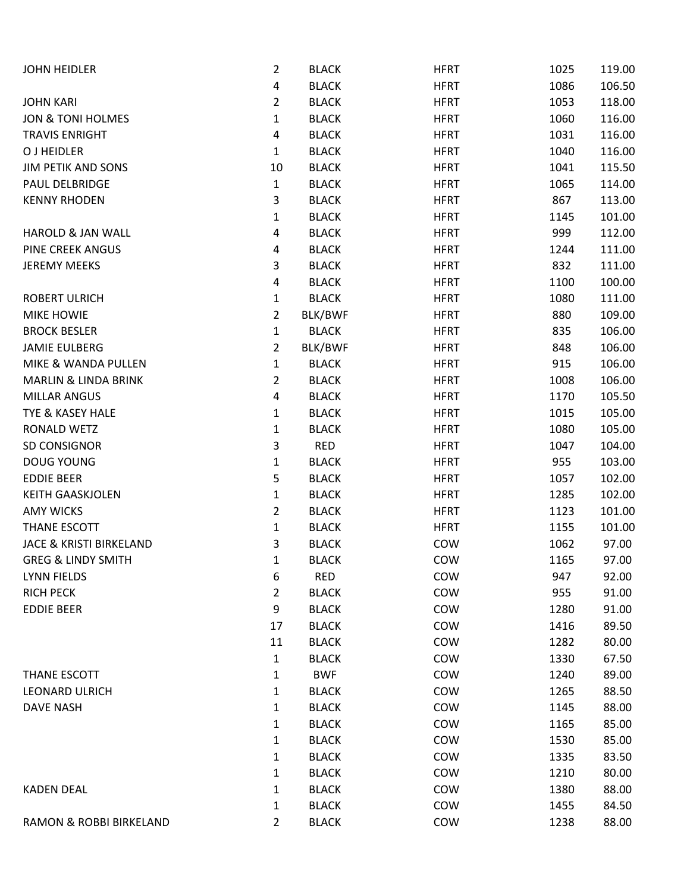| | | | | | |
|---|---|---|---|---|---|
| JOHN HEIDLER | 2 | BLACK | HFRT | 1025 | 119.00 |
| | 4 | BLACK | HFRT | 1086 | 106.50 |
| JOHN KARI | 2 | BLACK | HFRT | 1053 | 118.00 |
| JON & TONI HOLMES | 1 | BLACK | HFRT | 1060 | 116.00 |
| TRAVIS ENRIGHT | 4 | BLACK | HFRT | 1031 | 116.00 |
| O J HEIDLER | 1 | BLACK | HFRT | 1040 | 116.00 |
| JIM PETIK AND SONS | 10 | BLACK | HFRT | 1041 | 115.50 |
| PAUL DELBRIDGE | 1 | BLACK | HFRT | 1065 | 114.00 |
| KENNY RHODEN | 3 | BLACK | HFRT | 867 | 113.00 |
| | 1 | BLACK | HFRT | 1145 | 101.00 |
| HAROLD & JAN WALL | 4 | BLACK | HFRT | 999 | 112.00 |
| PINE CREEK ANGUS | 4 | BLACK | HFRT | 1244 | 111.00 |
| JEREMY MEEKS | 3 | BLACK | HFRT | 832 | 111.00 |
| | 4 | BLACK | HFRT | 1100 | 100.00 |
| ROBERT ULRICH | 1 | BLACK | HFRT | 1080 | 111.00 |
| MIKE HOWIE | 2 | BLK/BWF | HFRT | 880 | 109.00 |
| BROCK BESLER | 1 | BLACK | HFRT | 835 | 106.00 |
| JAMIE EULBERG | 2 | BLK/BWF | HFRT | 848 | 106.00 |
| MIKE & WANDA PULLEN | 1 | BLACK | HFRT | 915 | 106.00 |
| MARLIN & LINDA BRINK | 2 | BLACK | HFRT | 1008 | 106.00 |
| MILLAR ANGUS | 4 | BLACK | HFRT | 1170 | 105.50 |
| TYE & KASEY HALE | 1 | BLACK | HFRT | 1015 | 105.00 |
| RONALD WETZ | 1 | BLACK | HFRT | 1080 | 105.00 |
| SD CONSIGNOR | 3 | RED | HFRT | 1047 | 104.00 |
| DOUG YOUNG | 1 | BLACK | HFRT | 955 | 103.00 |
| EDDIE BEER | 5 | BLACK | HFRT | 1057 | 102.00 |
| KEITH GAASKJOLEN | 1 | BLACK | HFRT | 1285 | 102.00 |
| AMY WICKS | 2 | BLACK | HFRT | 1123 | 101.00 |
| THANE ESCOTT | 1 | BLACK | HFRT | 1155 | 101.00 |
| JACE & KRISTI BIRKELAND | 3 | BLACK | COW | 1062 | 97.00 |
| GREG & LINDY SMITH | 1 | BLACK | COW | 1165 | 97.00 |
| LYNN FIELDS | 6 | RED | COW | 947 | 92.00 |
| RICH PECK | 2 | BLACK | COW | 955 | 91.00 |
| EDDIE BEER | 9 | BLACK | COW | 1280 | 91.00 |
| | 17 | BLACK | COW | 1416 | 89.50 |
| | 11 | BLACK | COW | 1282 | 80.00 |
| | 1 | BLACK | COW | 1330 | 67.50 |
| THANE ESCOTT | 1 | BWF | COW | 1240 | 89.00 |
| LEONARD ULRICH | 1 | BLACK | COW | 1265 | 88.50 |
| DAVE NASH | 1 | BLACK | COW | 1145 | 88.00 |
| | 1 | BLACK | COW | 1165 | 85.00 |
| | 1 | BLACK | COW | 1530 | 85.00 |
| | 1 | BLACK | COW | 1335 | 83.50 |
| | 1 | BLACK | COW | 1210 | 80.00 |
| KADEN DEAL | 1 | BLACK | COW | 1380 | 88.00 |
| | 1 | BLACK | COW | 1455 | 84.50 |
| RAMON & ROBBI BIRKELAND | 2 | BLACK | COW | 1238 | 88.00 |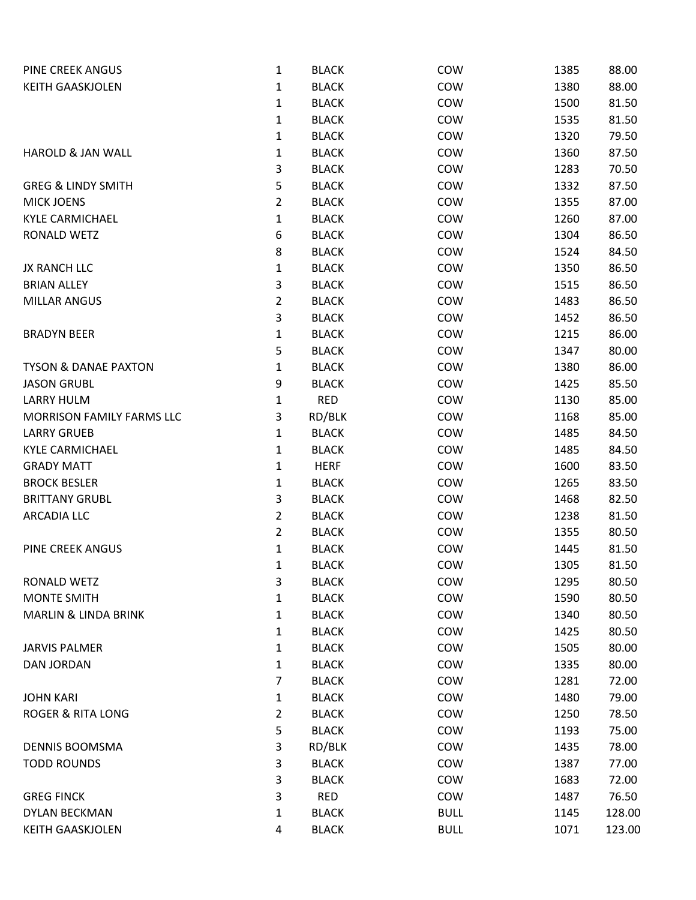| | | | | | |
|---|---|---|---|---|---|
| PINE CREEK ANGUS | 1 | BLACK | COW | 1385 | 88.00 |
| KEITH GAASKJOLEN | 1 | BLACK | COW | 1380 | 88.00 |
| | 1 | BLACK | COW | 1500 | 81.50 |
| | 1 | BLACK | COW | 1535 | 81.50 |
| | 1 | BLACK | COW | 1320 | 79.50 |
| HAROLD & JAN WALL | 1 | BLACK | COW | 1360 | 87.50 |
| | 3 | BLACK | COW | 1283 | 70.50 |
| GREG & LINDY SMITH | 5 | BLACK | COW | 1332 | 87.50 |
| MICK JOENS | 2 | BLACK | COW | 1355 | 87.00 |
| KYLE CARMICHAEL | 1 | BLACK | COW | 1260 | 87.00 |
| RONALD WETZ | 6 | BLACK | COW | 1304 | 86.50 |
| | 8 | BLACK | COW | 1524 | 84.50 |
| JX RANCH LLC | 1 | BLACK | COW | 1350 | 86.50 |
| BRIAN ALLEY | 3 | BLACK | COW | 1515 | 86.50 |
| MILLAR ANGUS | 2 | BLACK | COW | 1483 | 86.50 |
| | 3 | BLACK | COW | 1452 | 86.50 |
| BRADYN BEER | 1 | BLACK | COW | 1215 | 86.00 |
| | 5 | BLACK | COW | 1347 | 80.00 |
| TYSON & DANAE PAXTON | 1 | BLACK | COW | 1380 | 86.00 |
| JASON GRUBL | 9 | BLACK | COW | 1425 | 85.50 |
| LARRY HULM | 1 | RED | COW | 1130 | 85.00 |
| MORRISON FAMILY FARMS LLC | 3 | RD/BLK | COW | 1168 | 85.00 |
| LARRY GRUEB | 1 | BLACK | COW | 1485 | 84.50 |
| KYLE CARMICHAEL | 1 | BLACK | COW | 1485 | 84.50 |
| GRADY MATT | 1 | HERF | COW | 1600 | 83.50 |
| BROCK BESLER | 1 | BLACK | COW | 1265 | 83.50 |
| BRITTANY GRUBL | 3 | BLACK | COW | 1468 | 82.50 |
| ARCADIA LLC | 2 | BLACK | COW | 1238 | 81.50 |
| | 2 | BLACK | COW | 1355 | 80.50 |
| PINE CREEK ANGUS | 1 | BLACK | COW | 1445 | 81.50 |
| | 1 | BLACK | COW | 1305 | 81.50 |
| RONALD WETZ | 3 | BLACK | COW | 1295 | 80.50 |
| MONTE SMITH | 1 | BLACK | COW | 1590 | 80.50 |
| MARLIN & LINDA BRINK | 1 | BLACK | COW | 1340 | 80.50 |
| | 1 | BLACK | COW | 1425 | 80.50 |
| JARVIS PALMER | 1 | BLACK | COW | 1505 | 80.00 |
| DAN JORDAN | 1 | BLACK | COW | 1335 | 80.00 |
| | 7 | BLACK | COW | 1281 | 72.00 |
| JOHN KARI | 1 | BLACK | COW | 1480 | 79.00 |
| ROGER & RITA LONG | 2 | BLACK | COW | 1250 | 78.50 |
| | 5 | BLACK | COW | 1193 | 75.00 |
| DENNIS BOOMSMA | 3 | RD/BLK | COW | 1435 | 78.00 |
| TODD ROUNDS | 3 | BLACK | COW | 1387 | 77.00 |
| | 3 | BLACK | COW | 1683 | 72.00 |
| GREG FINCK | 3 | RED | COW | 1487 | 76.50 |
| DYLAN BECKMAN | 1 | BLACK | BULL | 1145 | 128.00 |
| KEITH GAASKJOLEN | 4 | BLACK | BULL | 1071 | 123.00 |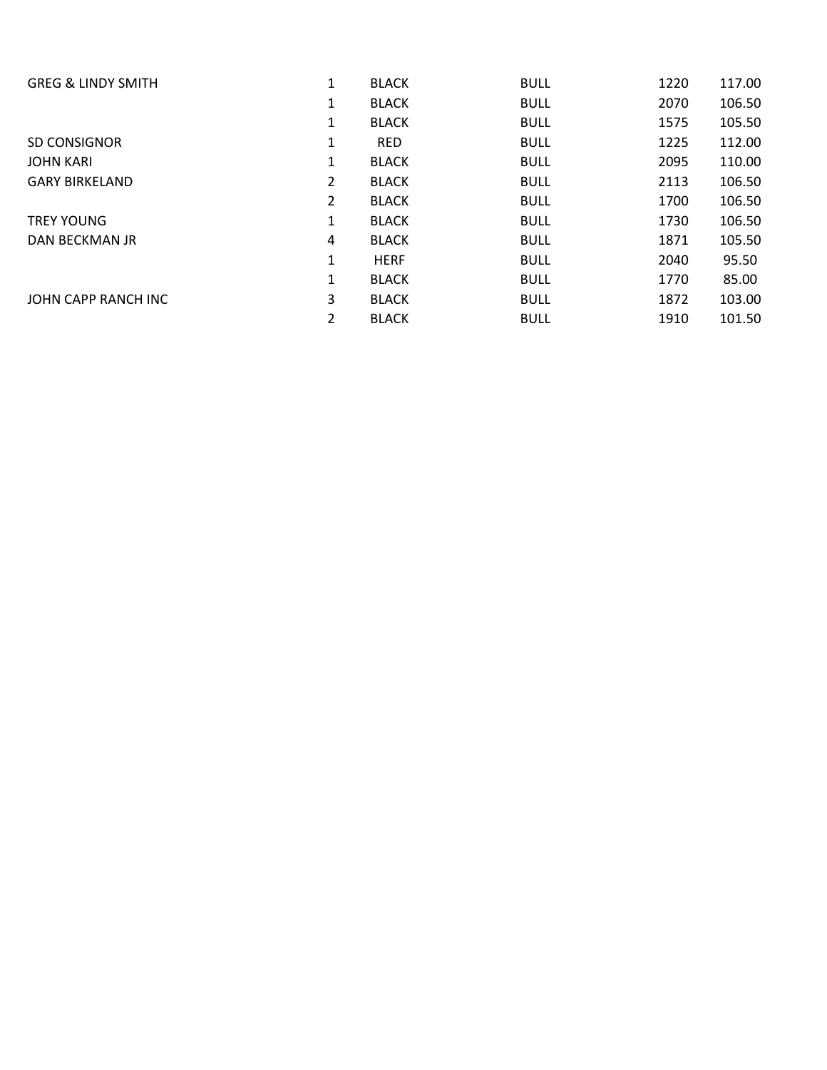| | | | | | |
|---|---|---|---|---|---|
| GREG & LINDY SMITH | 1 | BLACK | BULL | 1220 | 117.00 |
| | 1 | BLACK | BULL | 2070 | 106.50 |
| | 1 | BLACK | BULL | 1575 | 105.50 |
| SD CONSIGNOR | 1 | RED | BULL | 1225 | 112.00 |
| JOHN KARI | 1 | BLACK | BULL | 2095 | 110.00 |
| GARY BIRKELAND | 2 | BLACK | BULL | 2113 | 106.50 |
| | 2 | BLACK | BULL | 1700 | 106.50 |
| TREY YOUNG | 1 | BLACK | BULL | 1730 | 106.50 |
| DAN BECKMAN JR | 4 | BLACK | BULL | 1871 | 105.50 |
| | 1 | HERF | BULL | 2040 | 95.50 |
| | 1 | BLACK | BULL | 1770 | 85.00 |
| JOHN CAPP RANCH INC | 3 | BLACK | BULL | 1872 | 103.00 |
| | 2 | BLACK | BULL | 1910 | 101.50 |